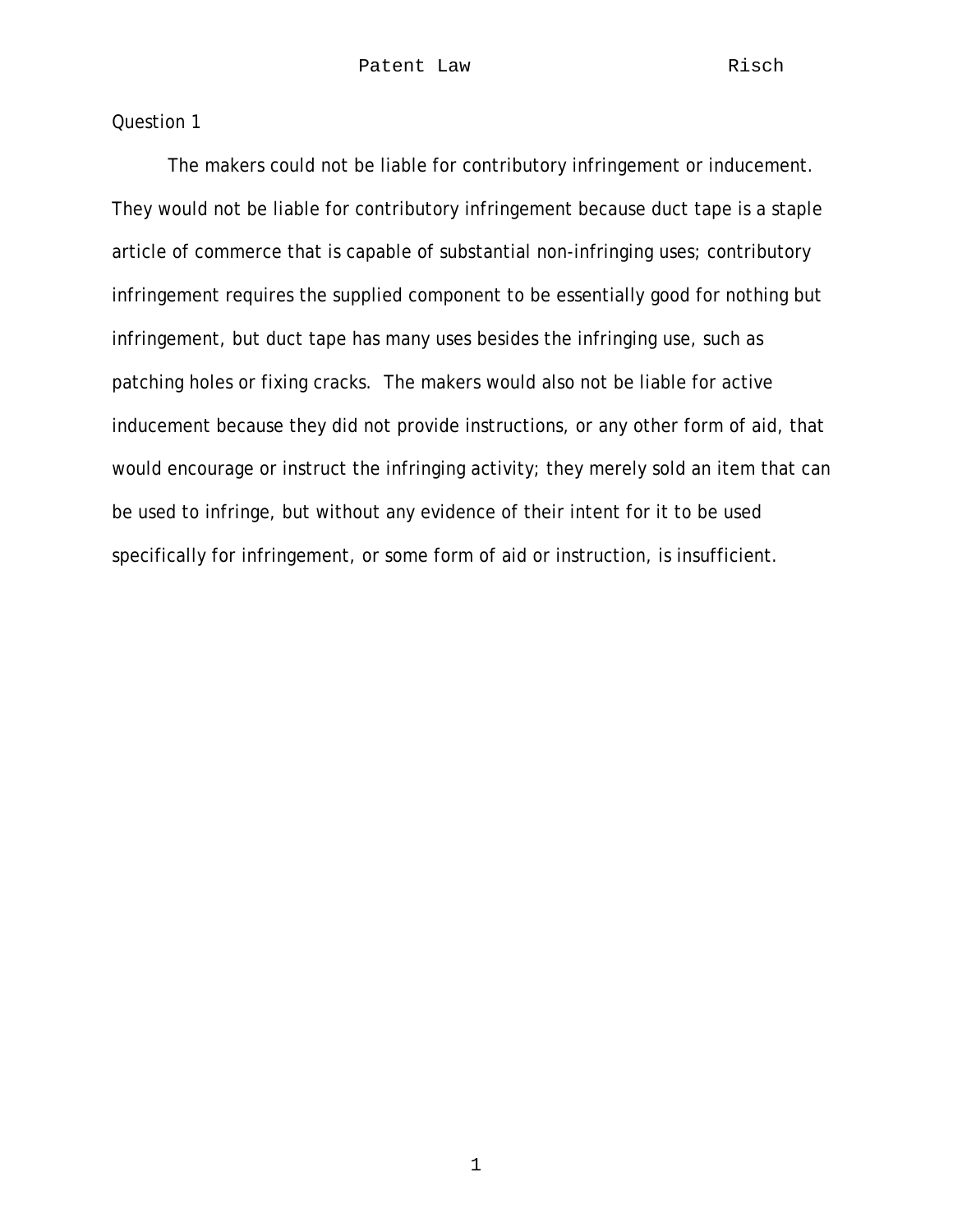Question 1

The makers could not be liable for contributory infringement or inducement. They would not be liable for contributory infringement because duct tape is a staple article of commerce that is capable of substantial non-infringing uses; contributory infringement requires the supplied component to be essentially good for nothing but infringement, but duct tape has many uses besides the infringing use, such as patching holes or fixing cracks. The makers would also not be liable for active inducement because they did not provide instructions, or any other form of aid, that would encourage or instruct the infringing activity; they merely sold an item that can be used to infringe, but without any evidence of their intent for it to be used specifically for infringement, or some form of aid or instruction, is insufficient.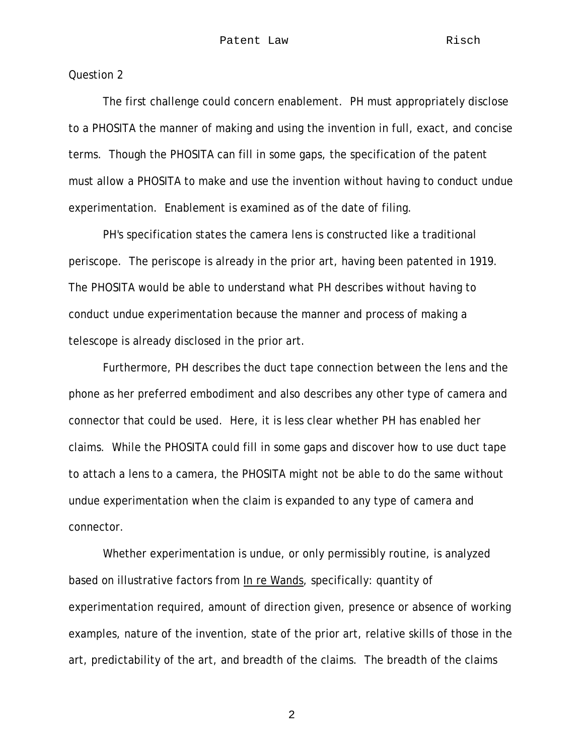Question 2

The first challenge could concern enablement. PH must appropriately disclose to a PHOSITA the manner of making and using the invention in full, exact, and concise terms. Though the PHOSITA can fill in some gaps, the specification of the patent must allow a PHOSITA to make and use the invention without having to conduct undue experimentation. Enablement is examined as of the date of filing.

PH's specification states the camera lens is constructed like a traditional periscope. The periscope is already in the prior art, having been patented in 1919. The PHOSITA would be able to understand what PH describes without having to conduct undue experimentation because the manner and process of making a telescope is already disclosed in the prior art.

Furthermore, PH describes the duct tape connection between the lens and the phone as her preferred embodiment and also describes any other type of camera and connector that could be used. Here, it is less clear whether PH has enabled her claims. While the PHOSITA could fill in some gaps and discover how to use duct tape to attach a lens to a camera, the PHOSITA might not be able to do the same without undue experimentation when the claim is expanded to any type of camera and connector.

Whether experimentation is undue, or only permissibly routine, is analyzed based on illustrative factors from <u>In re Wands</u>, specifically: quantity of experimentation required, amount of direction given, presence or absence of working examples, nature of the invention, state of the prior art, relative skills of those in the art, predictability of the art, and breadth of the claims. The breadth of the claims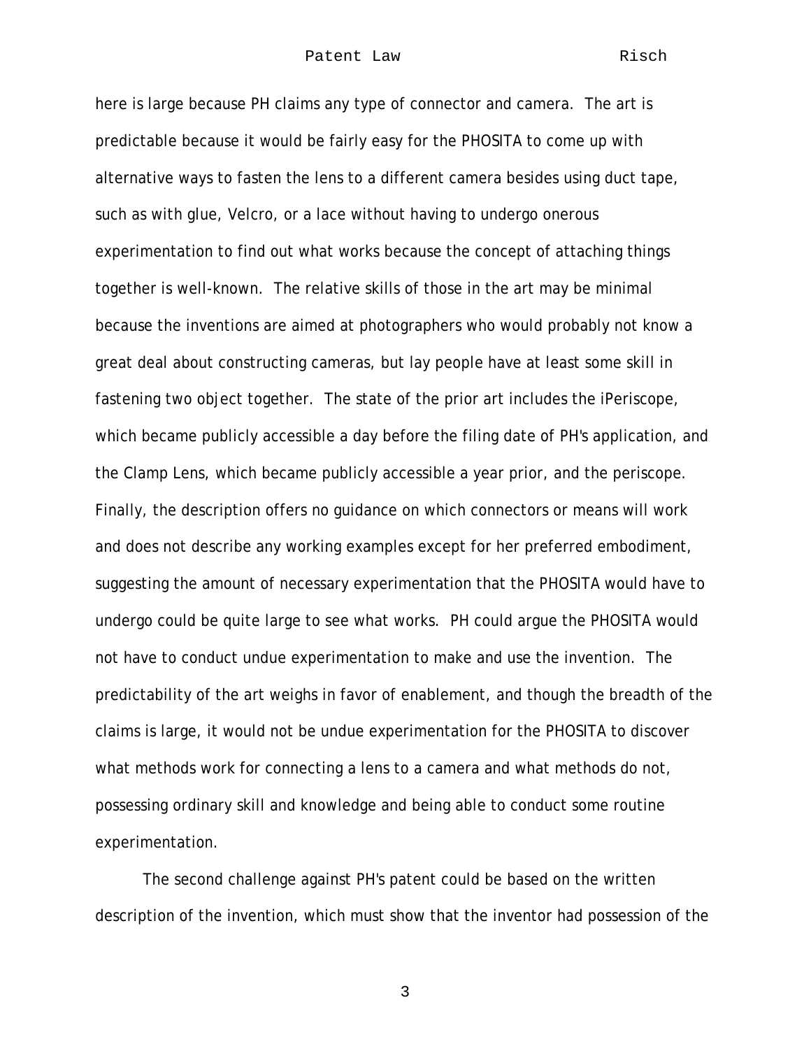here is large because PH claims any type of connector and camera. The art is predictable because it would be fairly easy for the PHOSITA to come up with alternative ways to fasten the lens to a different camera besides using duct tape, such as with glue, Velcro, or a lace without having to undergo onerous experimentation to find out what works because the concept of attaching things together is well-known. The relative skills of those in the art may be minimal because the inventions are aimed at photographers who would probably not know a great deal about constructing cameras, but lay people have at least some skill in fastening two object together. The state of the prior art includes the iPeriscope, which became publicly accessible a day before the filing date of PH's application, and the Clamp Lens, which became publicly accessible a year prior, and the periscope. Finally, the description offers no guidance on which connectors or means will work and does not describe any working examples except for her preferred embodiment, suggesting the amount of necessary experimentation that the PHOSITA would have to undergo could be quite large to see what works. PH could argue the PHOSITA would not have to conduct undue experimentation to make and use the invention. The predictability of the art weighs in favor of enablement, and though the breadth of the claims is large, it would not be undue experimentation for the PHOSITA to discover what methods work for connecting a lens to a camera and what methods do not, possessing ordinary skill and knowledge and being able to conduct some routine experimentation.

The second challenge against PH's patent could be based on the written description of the invention, which must show that the inventor had possession of the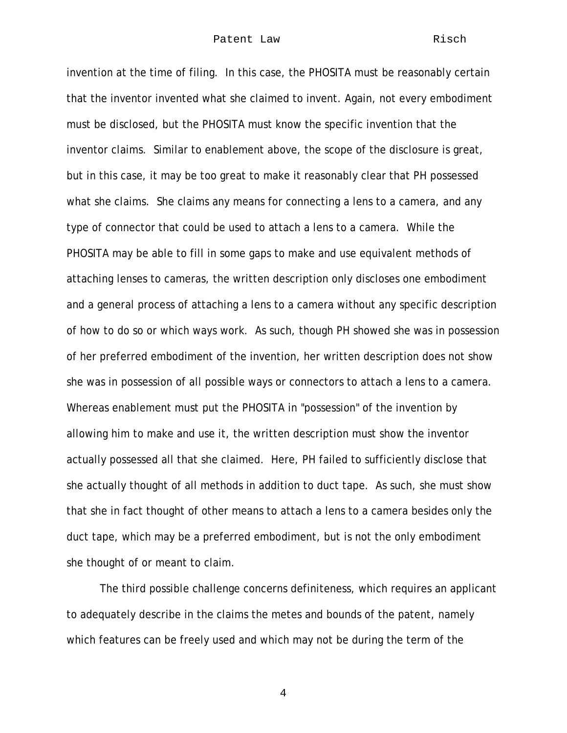invention at the time of filing. In this case, the PHOSITA must be reasonably certain that the inventor invented what she claimed to invent. Again, not every embodiment must be disclosed, but the PHOSITA must know the specific invention that the inventor claims. Similar to enablement above, the scope of the disclosure is great, but in this case, it may be too great to make it reasonably clear that PH possessed what she claims. She claims any means for connecting a lens to a camera, and any type of connector that could be used to attach a lens to a camera. While the PHOSITA may be able to fill in some gaps to make and use equivalent methods of attaching lenses to cameras, the written description only discloses one embodiment and a general process of attaching a lens to a camera without any specific description of how to do so or which ways work. As such, though PH showed she was in possession of her preferred embodiment of the invention, her written description does not show she was in possession of all possible ways or connectors to attach a lens to a camera. Whereas enablement must put the PHOSITA in "possession" of the invention by allowing him to make and use it, the written description must show the inventor actually possessed all that she claimed. Here, PH failed to sufficiently disclose that she actually thought of all methods in addition to duct tape. As such, she must show that she in fact thought of other means to attach a lens to a camera besides only the duct tape, which may be a preferred embodiment, but is not the only embodiment she thought of or meant to claim.

The third possible challenge concerns definiteness, which requires an applicant to adequately describe in the claims the metes and bounds of the patent, namely which features can be freely used and which may not be during the term of the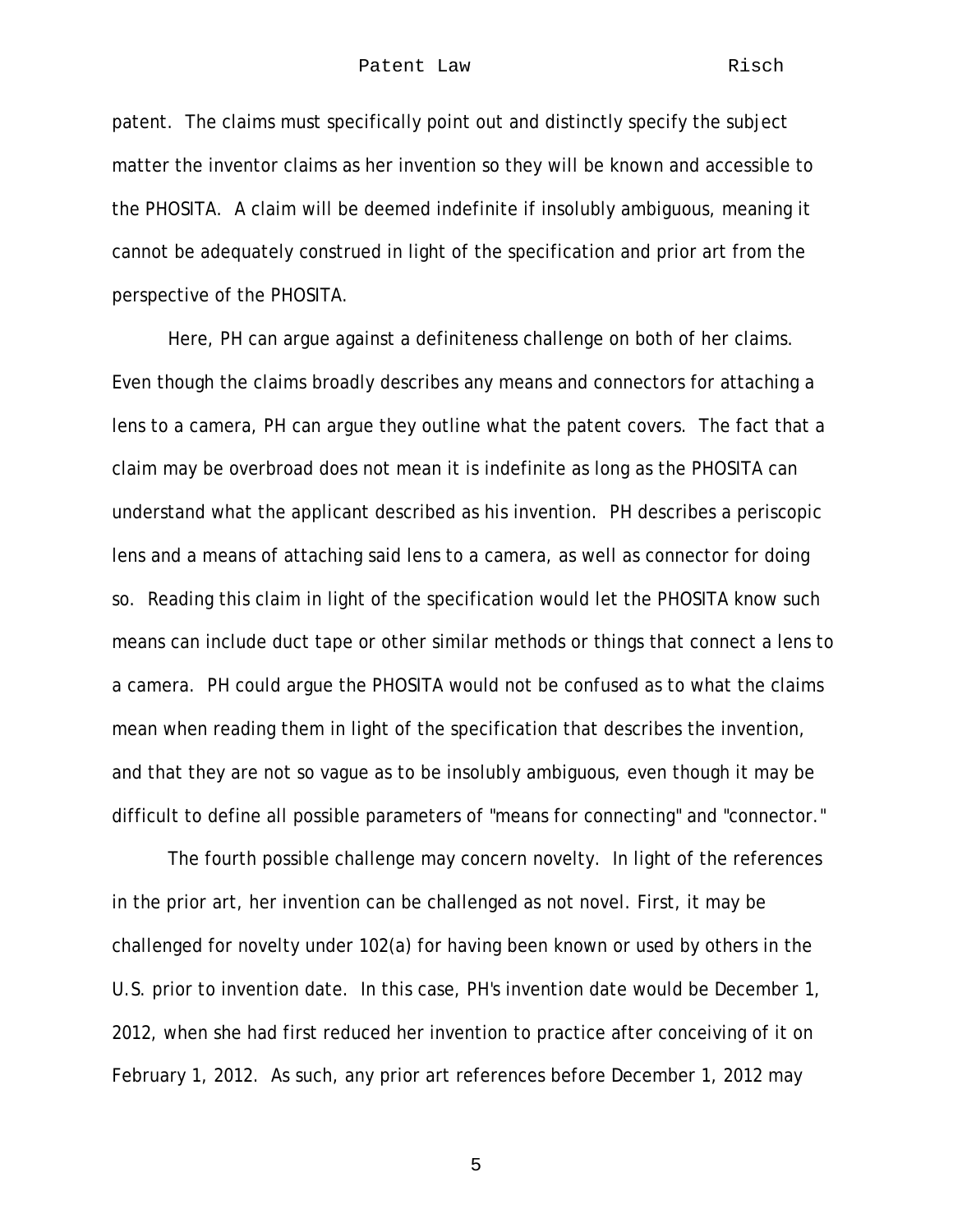patent. The claims must specifically point out and distinctly specify the subject matter the inventor claims as her invention so they will be known and accessible to the PHOSITA. A claim will be deemed indefinite if insolubly ambiguous, meaning it cannot be adequately construed in light of the specification and prior art from the perspective of the PHOSITA.

Here, PH can argue against a definiteness challenge on both of her claims. Even though the claims broadly describes any means and connectors for attaching a lens to a camera, PH can argue they outline what the patent covers. The fact that a claim may be overbroad does not mean it is indefinite as long as the PHOSITA can understand what the applicant described as his invention. PH describes a periscopic lens and a means of attaching said lens to a camera, as well as connector for doing so. Reading this claim in light of the specification would let the PHOSITA know such means can include duct tape or other similar methods or things that connect a lens to a camera. PH could argue the PHOSITA would not be confused as to what the claims mean when reading them in light of the specification that describes the invention, and that they are not so vague as to be insolubly ambiguous, even though it may be difficult to define all possible parameters of "means for connecting" and "connector."

The fourth possible challenge may concern novelty. In light of the references in the prior art, her invention can be challenged as not novel. First, it may be challenged for novelty under 102(a) for having been known or used by others in the U.S. prior to invention date. In this case, PH's invention date would be December 1, 2012, when she had first reduced her invention to practice after conceiving of it on February 1, 2012. As such, any prior art references before December 1, 2012 may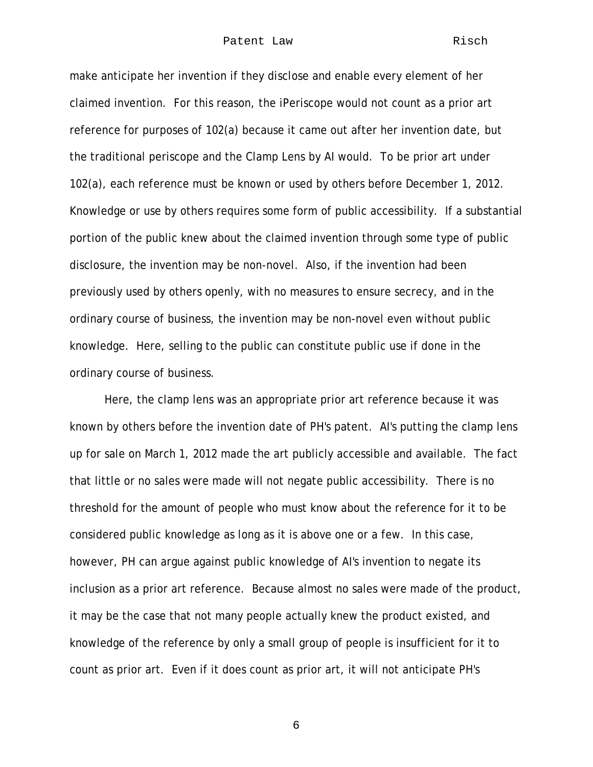make anticipate her invention if they disclose and enable every element of her claimed invention. For this reason, the iPeriscope would not count as a prior art reference for purposes of 102(a) because it came out after her invention date, but the traditional periscope and the Clamp Lens by AI would. To be prior art under 102(a), each reference must be known or used by others before December 1, 2012. Knowledge or use by others requires some form of public accessibility. If a substantial portion of the public knew about the claimed invention through some type of public disclosure, the invention may be non-novel. Also, if the invention had been previously used by others openly, with no measures to ensure secrecy, and in the ordinary course of business, the invention may be non-novel even without public knowledge. Here, selling to the public can constitute public use if done in the ordinary course of business.

Here, the clamp lens was an appropriate prior art reference because it was known by others before the invention date of PH's patent. AI's putting the clamp lens up for sale on March 1, 2012 made the art publicly accessible and available. The fact that little or no sales were made will not negate public accessibility. There is no threshold for the amount of people who must know about the reference for it to be considered public knowledge as long as it is above one or a few. In this case, however, PH can argue against public knowledge of AI's invention to negate its inclusion as a prior art reference. Because almost no sales were made of the product, it may be the case that not many people actually knew the product existed, and knowledge of the reference by only a small group of people is insufficient for it to count as prior art. Even if it does count as prior art, it will not anticipate PH's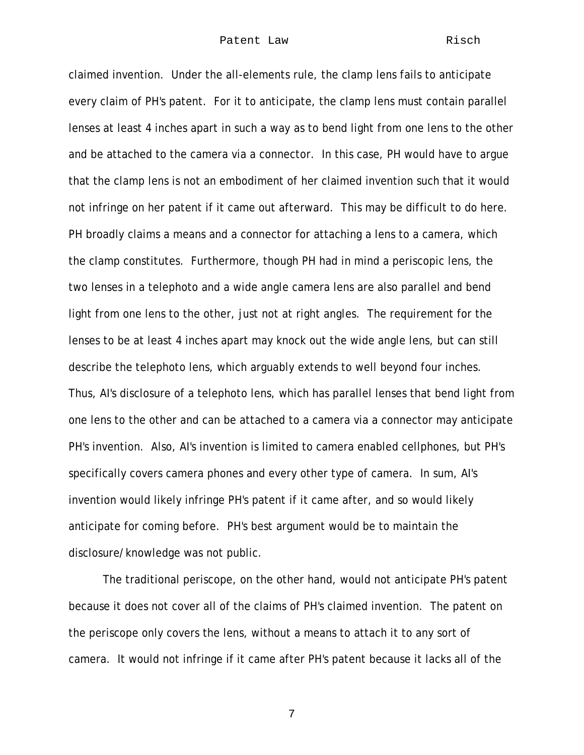claimed invention. Under the all-elements rule, the clamp lens fails to anticipate every claim of PH's patent. For it to anticipate, the clamp lens must contain parallel lenses at least 4 inches apart in such a way as to bend light from one lens to the other and be attached to the camera via a connector. In this case, PH would have to argue that the clamp lens is not an embodiment of her claimed invention such that it would not infringe on her patent if it came out afterward. This may be difficult to do here. PH broadly claims a means and a connector for attaching a lens to a camera, which the clamp constitutes. Furthermore, though PH had in mind a periscopic lens, the two lenses in a telephoto and a wide angle camera lens are also parallel and bend light from one lens to the other, just not at right angles. The requirement for the lenses to be at least 4 inches apart may knock out the wide angle lens, but can still describe the telephoto lens, which arguably extends to well beyond four inches. Thus, AI's disclosure of a telephoto lens, which has parallel lenses that bend light from one lens to the other and can be attached to a camera via a connector may anticipate PH's invention. Also, AI's invention is limited to camera enabled cellphones, but PH's specifically covers camera phones and every other type of camera. In sum, AI's invention would likely infringe PH's patent if it came after, and so would likely anticipate for coming before. PH's best argument would be to maintain the disclosure/knowledge was not public.

The traditional periscope, on the other hand, would not anticipate PH's patent because it does not cover all of the claims of PH's claimed invention. The patent on the periscope only covers the lens, without a means to attach it to any sort of camera. It would not infringe if it came after PH's patent because it lacks all of the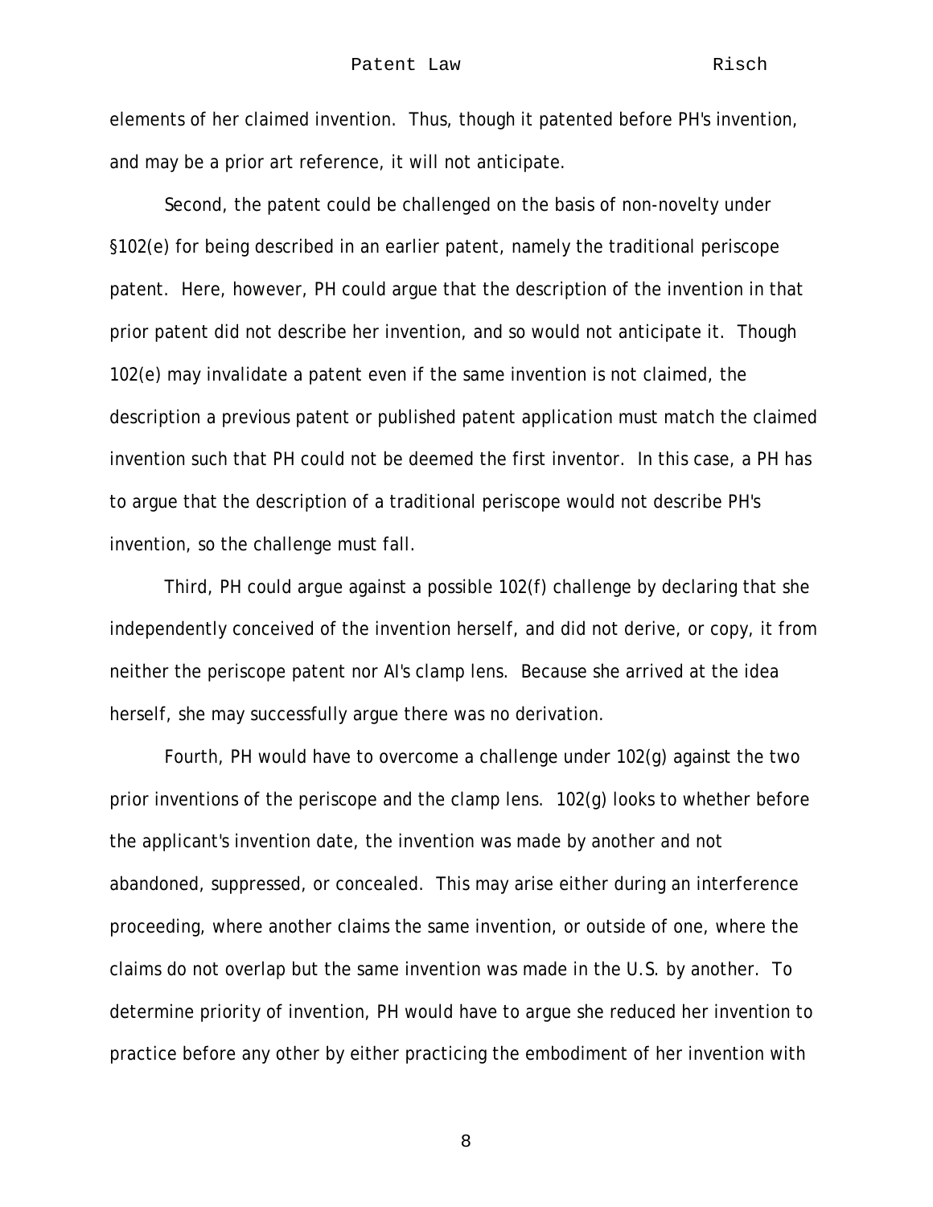elements of her claimed invention. Thus, though it patented before PH's invention, and may be a prior art reference, it will not anticipate.

Second, the patent could be challenged on the basis of non-novelty under §102(e) for being described in an earlier patent, namely the traditional periscope patent. Here, however, PH could argue that the description of the invention in that prior patent did not describe her invention, and so would not anticipate it. Though 102(e) may invalidate a patent even if the same invention is not claimed, the description a previous patent or published patent application must match the claimed invention such that PH could not be deemed the first inventor. In this case, a PH has to argue that the description of a traditional periscope would not describe PH's invention, so the challenge must fall.

Third, PH could argue against a possible 102(f) challenge by declaring that she independently conceived of the invention herself, and did not derive, or copy, it from neither the periscope patent nor AI's clamp lens. Because she arrived at the idea herself, she may successfully argue there was no derivation.

Fourth, PH would have to overcome a challenge under 102(g) against the two prior inventions of the periscope and the clamp lens. 102(g) looks to whether before the applicant's invention date, the invention was made by another and not abandoned, suppressed, or concealed. This may arise either during an interference proceeding, where another claims the same invention, or outside of one, where the claims do not overlap but the same invention was made in the U.S. by another. To determine priority of invention, PH would have to argue she reduced her invention to practice before any other by either practicing the embodiment of her invention with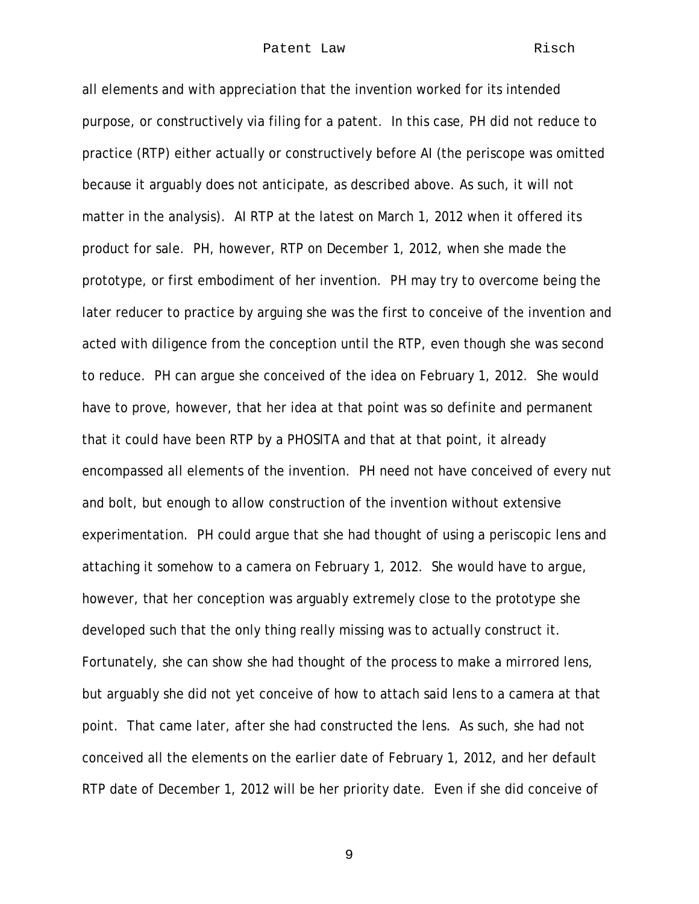all elements and with appreciation that the invention worked for its intended purpose, or constructively via filing for a patent. In this case, PH did not reduce to practice (RTP) either actually or constructively before AI (the periscope was omitted because it arguably does not anticipate, as described above. As such, it will not matter in the analysis). AI RTP at the latest on March 1, 2012 when it offered its product for sale. PH, however, RTP on December 1, 2012, when she made the prototype, or first embodiment of her invention. PH may try to overcome being the later reducer to practice by arguing she was the first to conceive of the invention and acted with diligence from the conception until the RTP, even though she was second to reduce. PH can argue she conceived of the idea on February 1, 2012. She would have to prove, however, that her idea at that point was so definite and permanent that it could have been RTP by a PHOSITA and that at that point, it already encompassed all elements of the invention. PH need not have conceived of every nut and bolt, but enough to allow construction of the invention without extensive experimentation. PH could argue that she had thought of using a periscopic lens and attaching it somehow to a camera on February 1, 2012. She would have to argue, however, that her conception was arguably extremely close to the prototype she developed such that the only thing really missing was to actually construct it. Fortunately, she can show she had thought of the process to make a mirrored lens, but arguably she did not yet conceive of how to attach said lens to a camera at that point. That came later, after she had constructed the lens. As such, she had not conceived all the elements on the earlier date of February 1, 2012, and her default RTP date of December 1, 2012 will be her priority date. Even if she did conceive of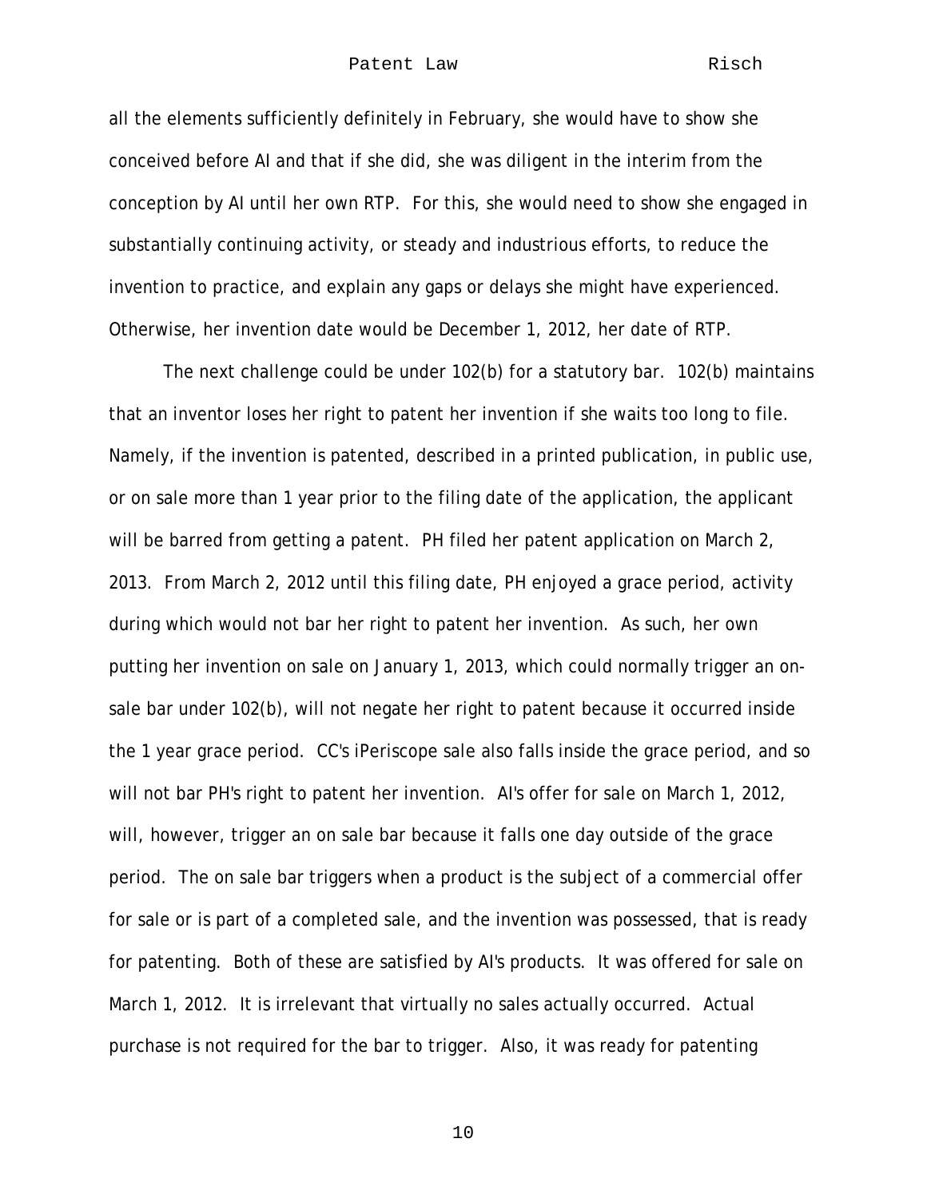all the elements sufficiently definitely in February, she would have to show she conceived before AI and that if she did, she was diligent in the interim from the conception by AI until her own RTP. For this, she would need to show she engaged in substantially continuing activity, or steady and industrious efforts, to reduce the invention to practice, and explain any gaps or delays she might have experienced. Otherwise, her invention date would be December 1, 2012, her date of RTP.

The next challenge could be under 102(b) for a statutory bar. 102(b) maintains that an inventor loses her right to patent her invention if she waits too long to file. Namely, if the invention is patented, described in a printed publication, in public use, or on sale more than 1 year prior to the filing date of the application, the applicant will be barred from getting a patent. PH filed her patent application on March 2, 2013. From March 2, 2012 until this filing date, PH enjoyed a grace period, activity during which would not bar her right to patent her invention. As such, her own putting her invention on sale on January 1, 2013, which could normally trigger an on-sale bar under 102(b), will not negate her right to patent because it occurred inside the 1 year grace period. CC's iPeriscope sale also falls inside the grace period, and so will not bar PH's right to patent her invention. AI's offer for sale on March 1, 2012, will, however, trigger an on sale bar because it falls one day outside of the grace period. The on sale bar triggers when a product is the subject of a commercial offer for sale or is part of a completed sale, and the invention was possessed, that is ready for patenting. Both of these are satisfied by AI's products. It was offered for sale on March 1, 2012. It is irrelevant that virtually no sales actually occurred. Actual purchase is not required for the bar to trigger. Also, it was ready for patenting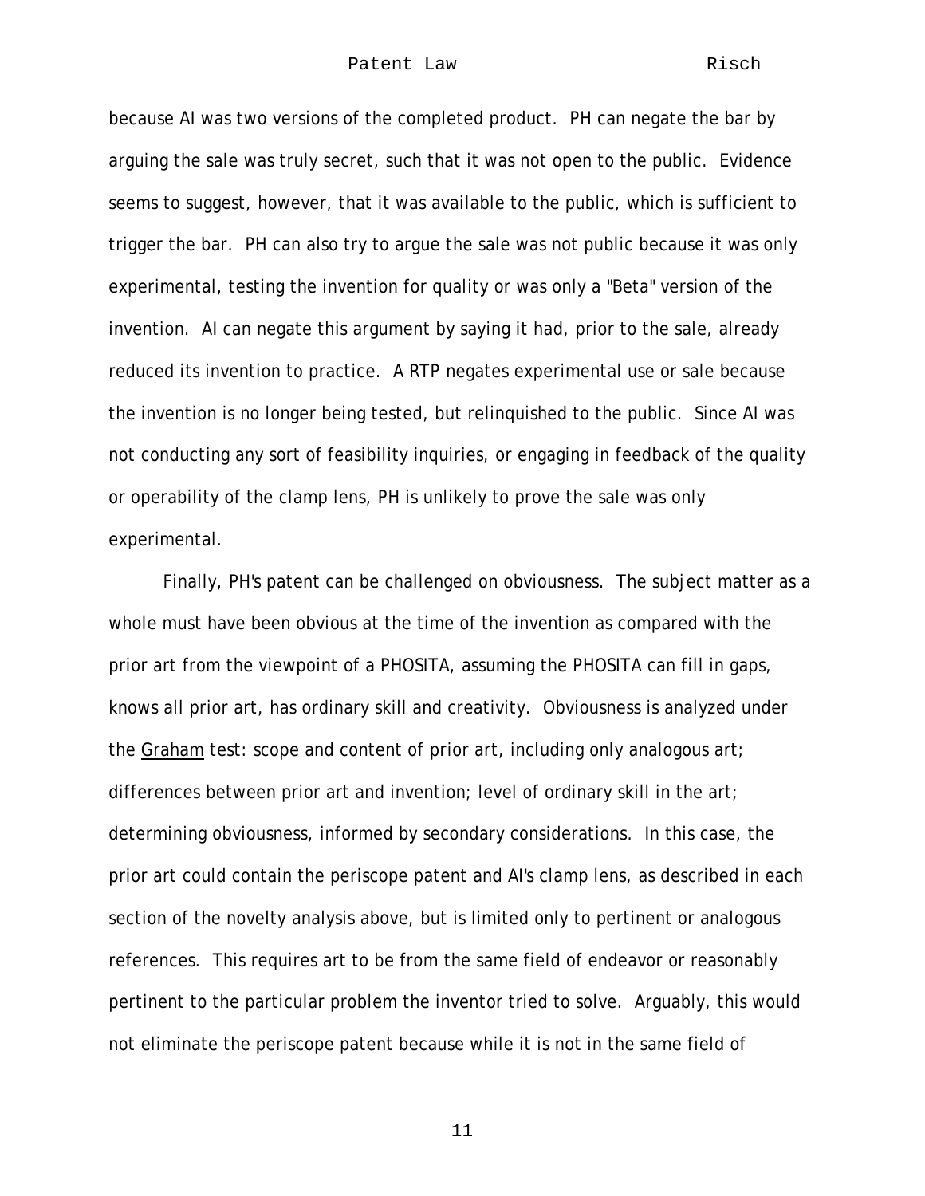because AI was two versions of the completed product. PH can negate the bar by arguing the sale was truly secret, such that it was not open to the public. Evidence seems to suggest, however, that it was available to the public, which is sufficient to trigger the bar. PH can also try to argue the sale was not public because it was only experimental, testing the invention for quality or was only a "Beta" version of the invention. AI can negate this argument by saying it had, prior to the sale, already reduced its invention to practice. A RTP negates experimental use or sale because the invention is no longer being tested, but relinquished to the public. Since AI was not conducting any sort of feasibility inquiries, or engaging in feedback of the quality or operability of the clamp lens, PH is unlikely to prove the sale was only experimental.

Finally, PH's patent can be challenged on obviousness. The subject matter as a whole must have been obvious at the time of the invention as compared with the prior art from the viewpoint of a PHOSITA, assuming the PHOSITA can fill in gaps, knows all prior art, has ordinary skill and creativity. Obviousness is analyzed under the Graham test: scope and content of prior art, including only analogous art; differences between prior art and invention; level of ordinary skill in the art; determining obviousness, informed by secondary considerations. In this case, the prior art could contain the periscope patent and AI's clamp lens, as described in each section of the novelty analysis above, but is limited only to pertinent or analogous references. This requires art to be from the same field of endeavor or reasonably pertinent to the particular problem the inventor tried to solve. Arguably, this would not eliminate the periscope patent because while it is not in the same field of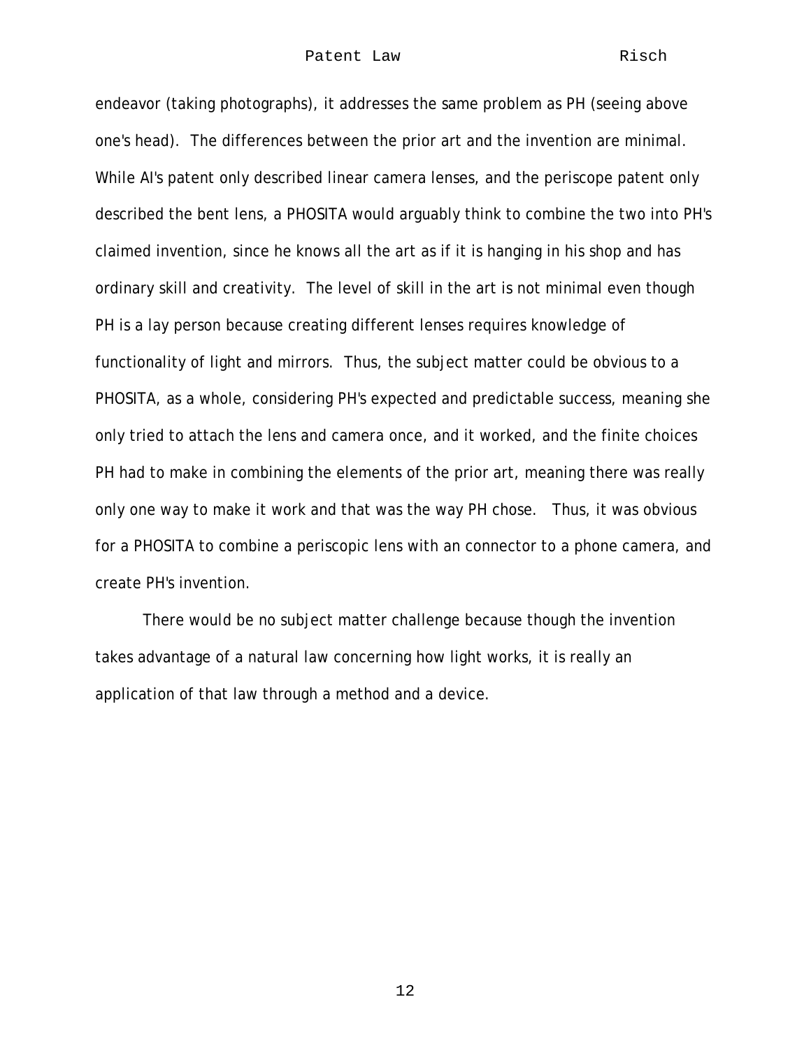endeavor (taking photographs), it addresses the same problem as PH (seeing above one's head). The differences between the prior art and the invention are minimal. While AI's patent only described linear camera lenses, and the periscope patent only described the bent lens, a PHOSITA would arguably think to combine the two into PH's claimed invention, since he knows all the art as if it is hanging in his shop and has ordinary skill and creativity. The level of skill in the art is not minimal even though PH is a lay person because creating different lenses requires knowledge of functionality of light and mirrors. Thus, the subject matter could be obvious to a PHOSITA, as a whole, considering PH's expected and predictable success, meaning she only tried to attach the lens and camera once, and it worked, and the finite choices PH had to make in combining the elements of the prior art, meaning there was really only one way to make it work and that was the way PH chose. Thus, it was obvious for a PHOSITA to combine a periscopic lens with an connector to a phone camera, and create PH's invention.

There would be no subject matter challenge because though the invention takes advantage of a natural law concerning how light works, it is really an application of that law through a method and a device.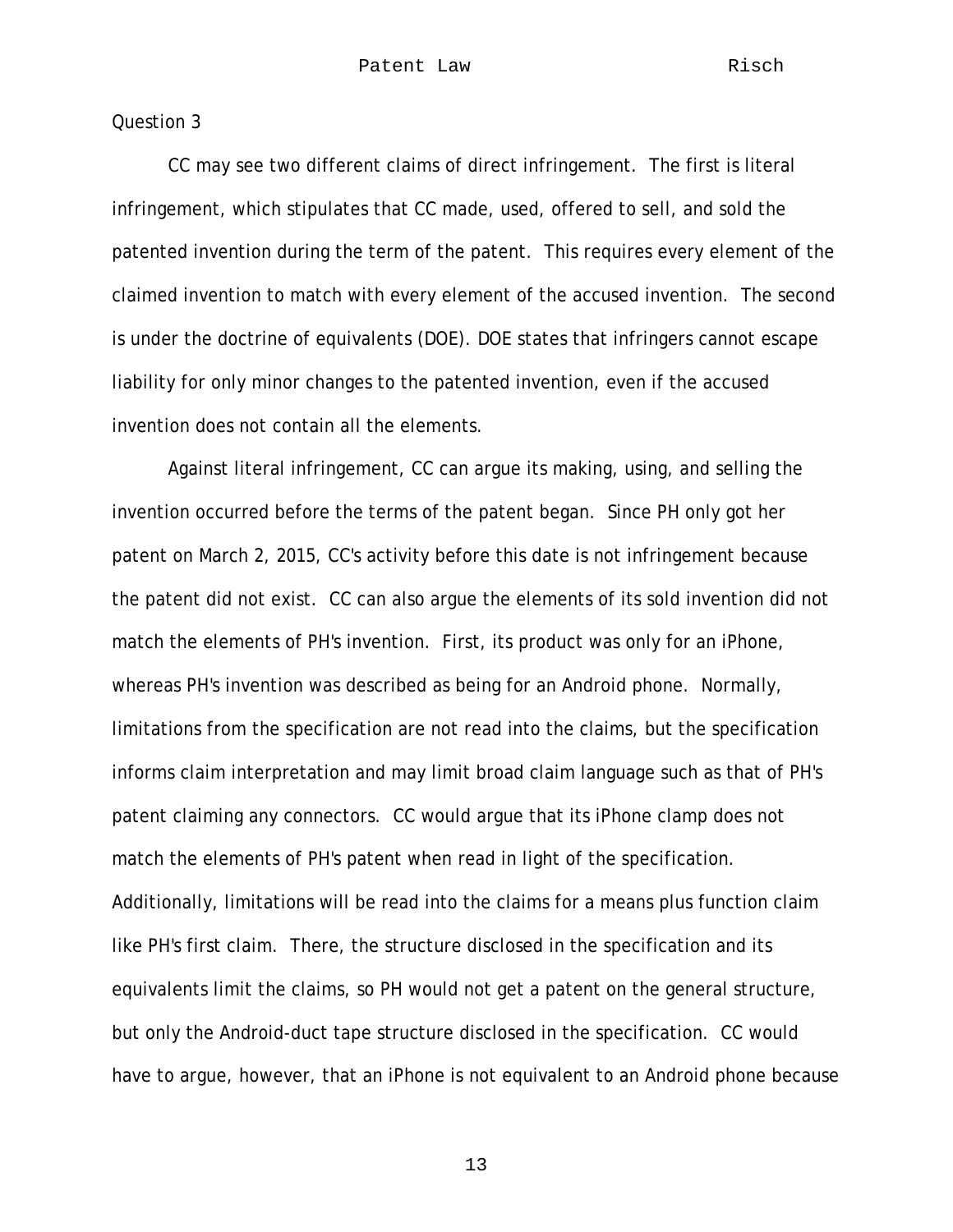Question 3

CC may see two different claims of direct infringement. The first is literal infringement, which stipulates that CC made, used, offered to sell, and sold the patented invention during the term of the patent. This requires every element of the claimed invention to match with every element of the accused invention. The second is under the doctrine of equivalents (DOE). DOE states that infringers cannot escape liability for only minor changes to the patented invention, even if the accused invention does not contain all the elements.

Against literal infringement, CC can argue its making, using, and selling the invention occurred before the terms of the patent began. Since PH only got her patent on March 2, 2015, CC's activity before this date is not infringement because the patent did not exist. CC can also argue the elements of its sold invention did not match the elements of PH's invention. First, its product was only for an iPhone, whereas PH's invention was described as being for an Android phone. Normally, limitations from the specification are not read into the claims, but the specification informs claim interpretation and may limit broad claim language such as that of PH's patent claiming any connectors. CC would argue that its iPhone clamp does not match the elements of PH's patent when read in light of the specification. Additionally, limitations will be read into the claims for a means plus function claim like PH's first claim. There, the structure disclosed in the specification and its equivalents limit the claims, so PH would not get a patent on the general structure, but only the Android-duct tape structure disclosed in the specification. CC would have to argue, however, that an iPhone is not equivalent to an Android phone because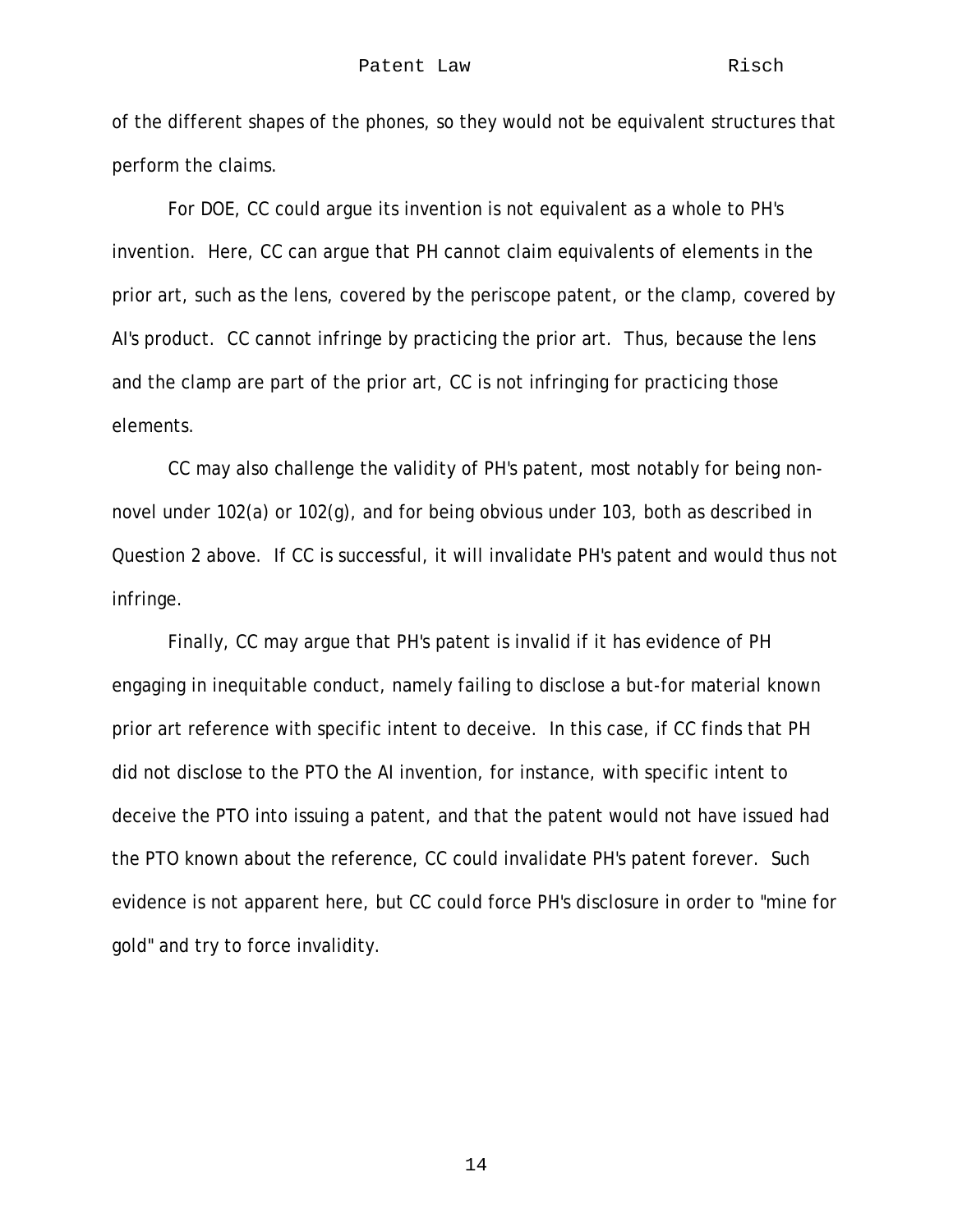of the different shapes of the phones, so they would not be equivalent structures that perform the claims.

For DOE, CC could argue its invention is not equivalent as a whole to PH's invention. Here, CC can argue that PH cannot claim equivalents of elements in the prior art, such as the lens, covered by the periscope patent, or the clamp, covered by AI's product. CC cannot infringe by practicing the prior art. Thus, because the lens and the clamp are part of the prior art, CC is not infringing for practicing those elements.

CC may also challenge the validity of PH's patent, most notably for being non-novel under 102(a) or 102(g), and for being obvious under 103, both as described in Question 2 above. If CC is successful, it will invalidate PH's patent and would thus not infringe.

Finally, CC may argue that PH's patent is invalid if it has evidence of PH engaging in inequitable conduct, namely failing to disclose a but-for material known prior art reference with specific intent to deceive. In this case, if CC finds that PH did not disclose to the PTO the AI invention, for instance, with specific intent to deceive the PTO into issuing a patent, and that the patent would not have issued had the PTO known about the reference, CC could invalidate PH's patent forever. Such evidence is not apparent here, but CC could force PH's disclosure in order to "mine for gold" and try to force invalidity.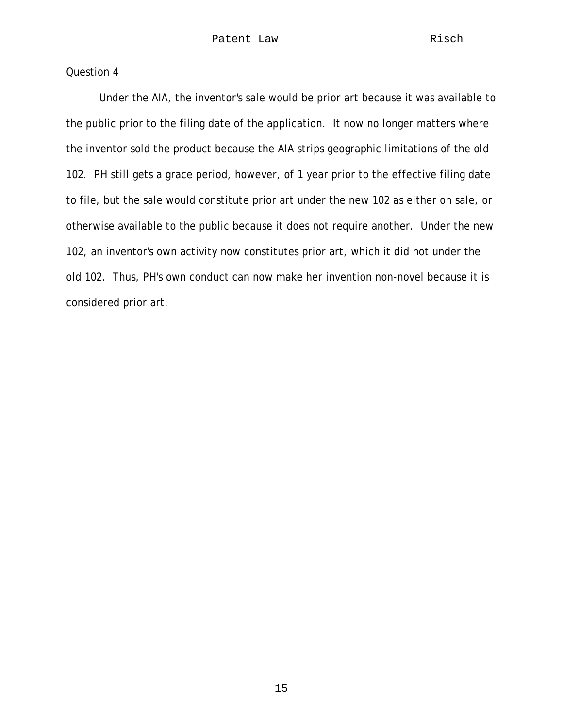Question 4

Under the AIA, the inventor's sale would be prior art because it was available to the public prior to the filing date of the application. It now no longer matters where the inventor sold the product because the AIA strips geographic limitations of the old 102. PH still gets a grace period, however, of 1 year prior to the effective filing date to file, but the sale would constitute prior art under the new 102 as either on sale, or otherwise available to the public because it does not require another. Under the new 102, an inventor's own activity now constitutes prior art, which it did not under the old 102. Thus, PH's own conduct can now make her invention non-novel because it is considered prior art.